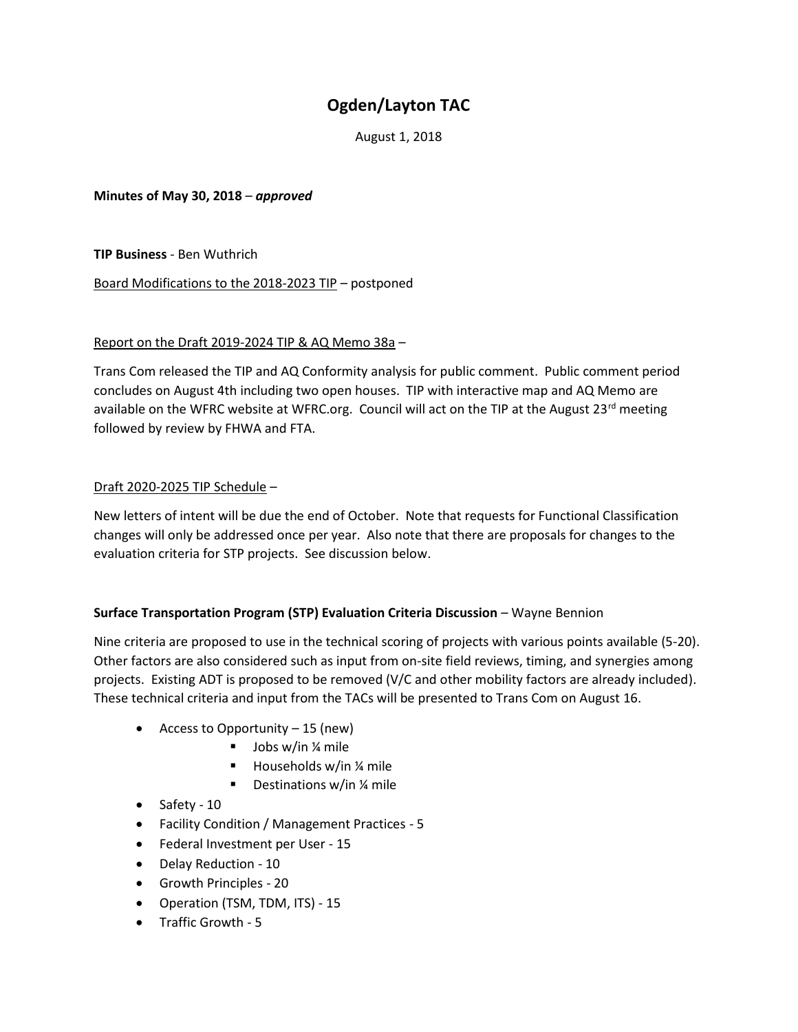# Ogden/Layton TAC

August 1, 2018

**Minutes of May 30, 2018** – ***approved***

**TIP Business** - Ben Wuthrich

Board Modifications to the 2018-2023 TIP – postponed

Report on the Draft 2019-2024 TIP & AQ Memo 38a –

Trans Com released the TIP and AQ Conformity analysis for public comment. Public comment period concludes on August 4th including two open houses. TIP with interactive map and AQ Memo are available on the WFRC website at WFRC.org. Council will act on the TIP at the August 23rd meeting followed by review by FHWA and FTA.

Draft 2020-2025 TIP Schedule –

New letters of intent will be due the end of October. Note that requests for Functional Classification changes will only be addressed once per year. Also note that there are proposals for changes to the evaluation criteria for STP projects. See discussion below.

**Surface Transportation Program (STP) Evaluation Criteria Discussion** – Wayne Bennion

Nine criteria are proposed to use in the technical scoring of projects with various points available (5-20). Other factors are also considered such as input from on-site field reviews, timing, and synergies among projects. Existing ADT is proposed to be removed (V/C and other mobility factors are already included). These technical criteria and input from the TACs will be presented to Trans Com on August 16.

- Access to Opportunity – 15 (new)
    - Jobs w/in ¼ mile
    - Households w/in ¼ mile
    - Destinations w/in ¼ mile
- Safety - 10
- Facility Condition / Management Practices - 5
- Federal Investment per User - 15
- Delay Reduction - 10
- Growth Principles - 20
- Operation (TSM, TDM, ITS) - 15
- Traffic Growth - 5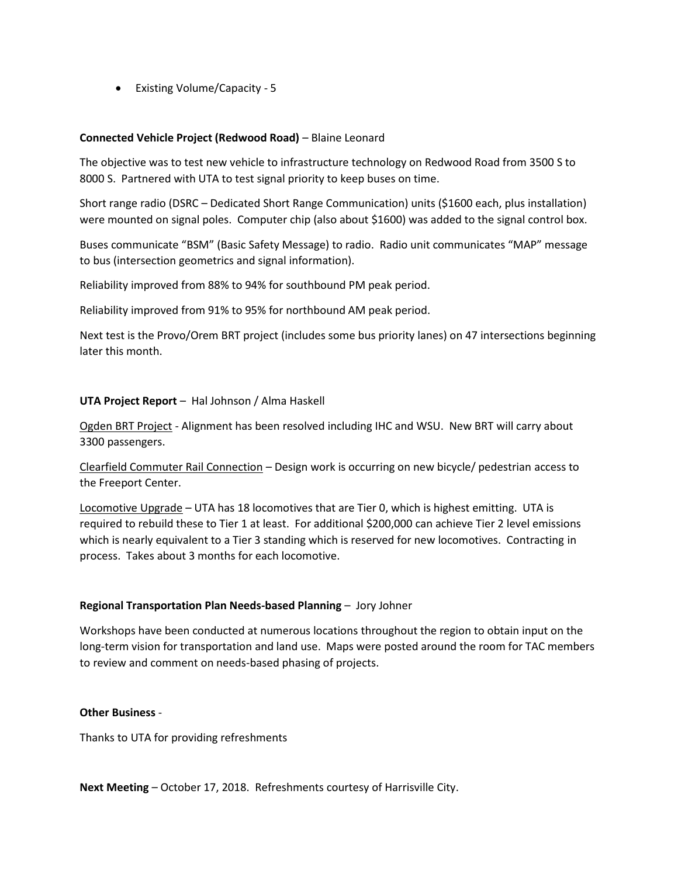- Existing Volume/Capacity - 5

**Connected Vehicle Project (Redwood Road)** – Blaine Leonard

The objective was to test new vehicle to infrastructure technology on Redwood Road from 3500 S to 8000 S. Partnered with UTA to test signal priority to keep buses on time.

Short range radio (DSRC – Dedicated Short Range Communication) units ($1600 each, plus installation) were mounted on signal poles. Computer chip (also about $1600) was added to the signal control box.

Buses communicate "BSM" (Basic Safety Message) to radio. Radio unit communicates "MAP" message to bus (intersection geometrics and signal information).

Reliability improved from 88% to 94% for southbound PM peak period.

Reliability improved from 91% to 95% for northbound AM peak period.

Next test is the Provo/Orem BRT project (includes some bus priority lanes) on 47 intersections beginning later this month.

**UTA Project Report** – Hal Johnson / Alma Haskell

<u>Ogden BRT Project</u> - Alignment has been resolved including IHC and WSU. New BRT will carry about 3300 passengers.

<u>Clearfield Commuter Rail Connection</u> – Design work is occurring on new bicycle/ pedestrian access to the Freeport Center.

<u>Locomotive Upgrade</u> – UTA has 18 locomotives that are Tier 0, which is highest emitting. UTA is required to rebuild these to Tier 1 at least. For additional $200,000 can achieve Tier 2 level emissions which is nearly equivalent to a Tier 3 standing which is reserved for new locomotives. Contracting in process. Takes about 3 months for each locomotive.

**Regional Transportation Plan Needs-based Planning** – Jory Johner

Workshops have been conducted at numerous locations throughout the region to obtain input on the long-term vision for transportation and land use. Maps were posted around the room for TAC members to review and comment on needs-based phasing of projects.

**Other Business** -

Thanks to UTA for providing refreshments

**Next Meeting** – October 17, 2018. Refreshments courtesy of Harrisville City.